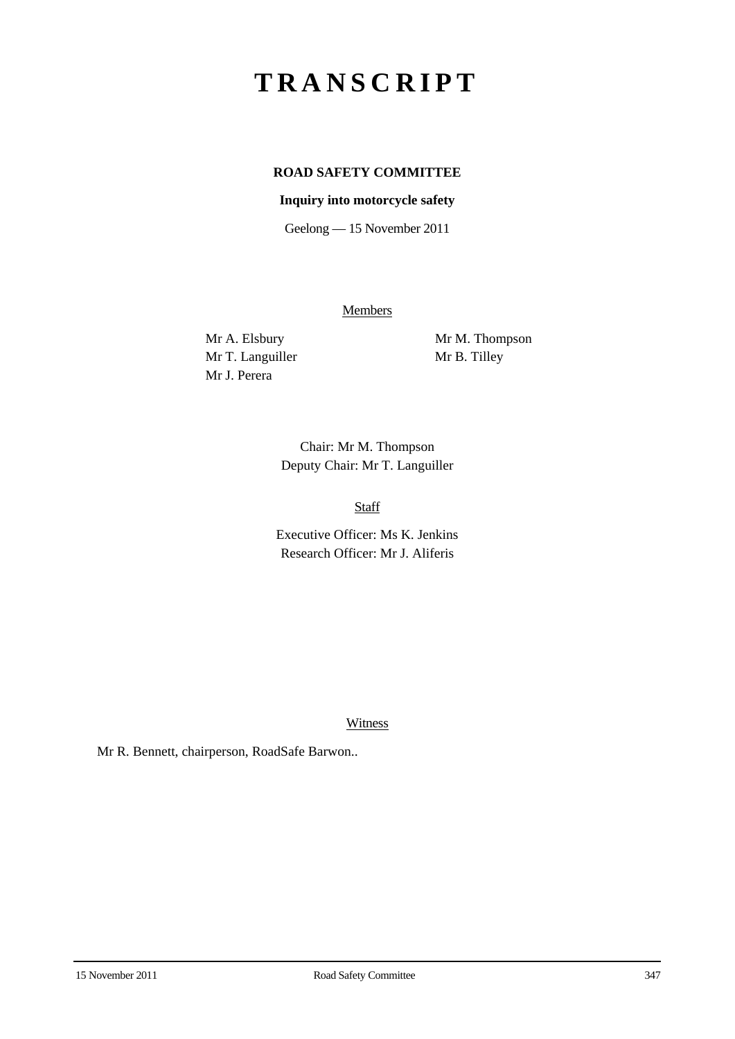# TRANSCRIPT

**ROAD SAFETY COMMITTEE**

**Inquiry into motorcycle safety**

Geelong — 15 November 2011

Members

Mr A. Elsbury
Mr T. Languiller
Mr J. Perera
Mr M. Thompson
Mr B. Tilley

Chair: Mr M. Thompson
Deputy Chair: Mr T. Languiller

Staff

Executive Officer: Ms K. Jenkins
Research Officer: Mr J. Aliferis

Witness

Mr R. Bennett, chairperson, RoadSafe Barwon..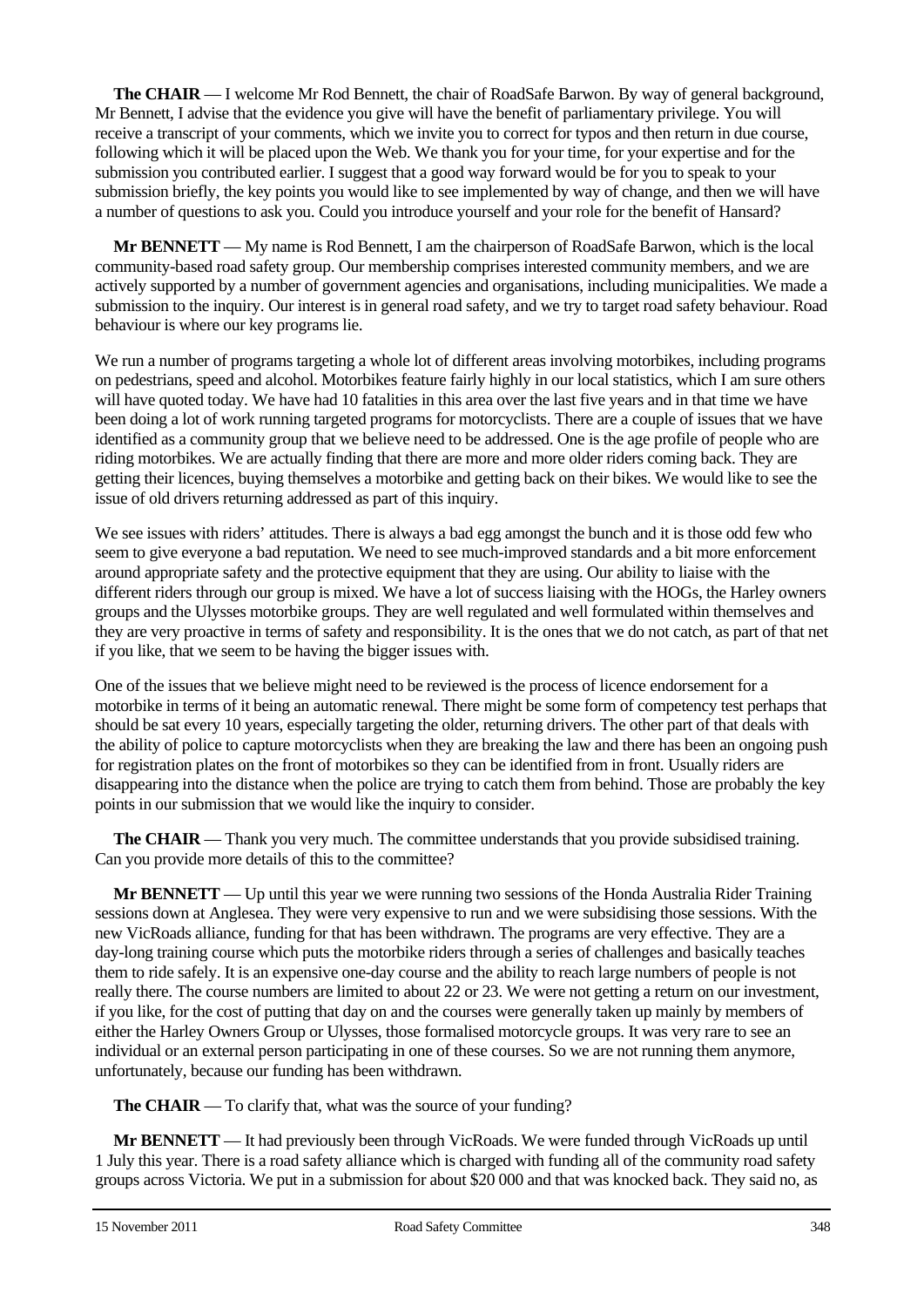**The CHAIR** — I welcome Mr Rod Bennett, the chair of RoadSafe Barwon. By way of general background, Mr Bennett, I advise that the evidence you give will have the benefit of parliamentary privilege. You will receive a transcript of your comments, which we invite you to correct for typos and then return in due course, following which it will be placed upon the Web. We thank you for your time, for your expertise and for the submission you contributed earlier. I suggest that a good way forward would be for you to speak to your submission briefly, the key points you would like to see implemented by way of change, and then we will have a number of questions to ask you. Could you introduce yourself and your role for the benefit of Hansard?

**Mr BENNETT** — My name is Rod Bennett, I am the chairperson of RoadSafe Barwon, which is the local community-based road safety group. Our membership comprises interested community members, and we are actively supported by a number of government agencies and organisations, including municipalities. We made a submission to the inquiry. Our interest is in general road safety, and we try to target road safety behaviour. Road behaviour is where our key programs lie.

We run a number of programs targeting a whole lot of different areas involving motorbikes, including programs on pedestrians, speed and alcohol. Motorbikes feature fairly highly in our local statistics, which I am sure others will have quoted today. We have had 10 fatalities in this area over the last five years and in that time we have been doing a lot of work running targeted programs for motorcyclists. There are a couple of issues that we have identified as a community group that we believe need to be addressed. One is the age profile of people who are riding motorbikes. We are actually finding that there are more and more older riders coming back. They are getting their licences, buying themselves a motorbike and getting back on their bikes. We would like to see the issue of old drivers returning addressed as part of this inquiry.

We see issues with riders' attitudes. There is always a bad egg amongst the bunch and it is those odd few who seem to give everyone a bad reputation. We need to see much-improved standards and a bit more enforcement around appropriate safety and the protective equipment that they are using. Our ability to liaise with the different riders through our group is mixed. We have a lot of success liaising with the HOGs, the Harley owners groups and the Ulysses motorbike groups. They are well regulated and well formulated within themselves and they are very proactive in terms of safety and responsibility. It is the ones that we do not catch, as part of that net if you like, that we seem to be having the bigger issues with.

One of the issues that we believe might need to be reviewed is the process of licence endorsement for a motorbike in terms of it being an automatic renewal. There might be some form of competency test perhaps that should be sat every 10 years, especially targeting the older, returning drivers. The other part of that deals with the ability of police to capture motorcyclists when they are breaking the law and there has been an ongoing push for registration plates on the front of motorbikes so they can be identified from in front. Usually riders are disappearing into the distance when the police are trying to catch them from behind. Those are probably the key points in our submission that we would like the inquiry to consider.

**The CHAIR** — Thank you very much. The committee understands that you provide subsidised training. Can you provide more details of this to the committee?

**Mr BENNETT** — Up until this year we were running two sessions of the Honda Australia Rider Training sessions down at Anglesea. They were very expensive to run and we were subsidising those sessions. With the new VicRoads alliance, funding for that has been withdrawn. The programs are very effective. They are a day-long training course which puts the motorbike riders through a series of challenges and basically teaches them to ride safely. It is an expensive one-day course and the ability to reach large numbers of people is not really there. The course numbers are limited to about 22 or 23. We were not getting a return on our investment, if you like, for the cost of putting that day on and the courses were generally taken up mainly by members of either the Harley Owners Group or Ulysses, those formalised motorcycle groups. It was very rare to see an individual or an external person participating in one of these courses. So we are not running them anymore, unfortunately, because our funding has been withdrawn.

**The CHAIR** — To clarify that, what was the source of your funding?

**Mr BENNETT** — It had previously been through VicRoads. We were funded through VicRoads up until 1 July this year. There is a road safety alliance which is charged with funding all of the community road safety groups across Victoria. We put in a submission for about $20 000 and that was knocked back. They said no, as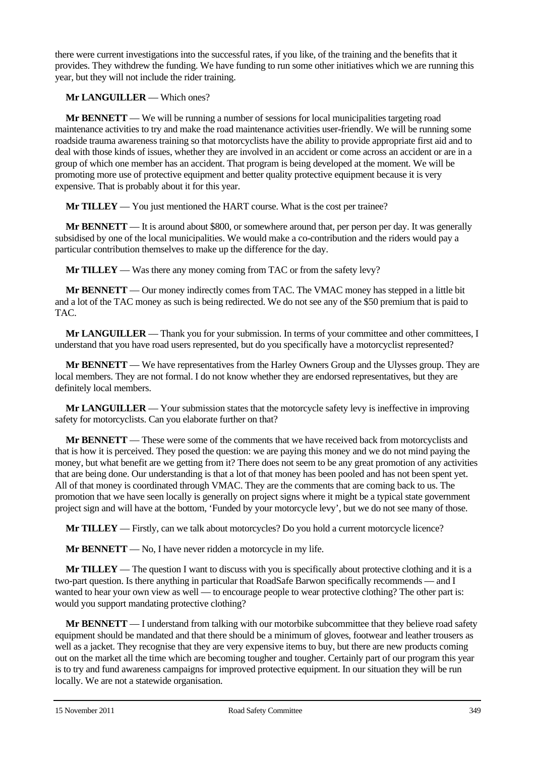there were current investigations into the successful rates, if you like, of the training and the benefits that it provides. They withdrew the funding. We have funding to run some other initiatives which we are running this year, but they will not include the rider training.

**Mr LANGUILLER** — Which ones?

**Mr BENNETT** — We will be running a number of sessions for local municipalities targeting road maintenance activities to try and make the road maintenance activities user-friendly. We will be running some roadside trauma awareness training so that motorcyclists have the ability to provide appropriate first aid and to deal with those kinds of issues, whether they are involved in an accident or come across an accident or are in a group of which one member has an accident. That program is being developed at the moment. We will be promoting more use of protective equipment and better quality protective equipment because it is very expensive. That is probably about it for this year.

**Mr TILLEY** — You just mentioned the HART course. What is the cost per trainee?

**Mr BENNETT** — It is around about $800, or somewhere around that, per person per day. It was generally subsidised by one of the local municipalities. We would make a co-contribution and the riders would pay a particular contribution themselves to make up the difference for the day.

**Mr TILLEY** — Was there any money coming from TAC or from the safety levy?

**Mr BENNETT** — Our money indirectly comes from TAC. The VMAC money has stepped in a little bit and a lot of the TAC money as such is being redirected. We do not see any of the $50 premium that is paid to TAC.

**Mr LANGUILLER** — Thank you for your submission. In terms of your committee and other committees, I understand that you have road users represented, but do you specifically have a motorcyclist represented?

**Mr BENNETT** — We have representatives from the Harley Owners Group and the Ulysses group. They are local members. They are not formal. I do not know whether they are endorsed representatives, but they are definitely local members.

**Mr LANGUILLER** — Your submission states that the motorcycle safety levy is ineffective in improving safety for motorcyclists. Can you elaborate further on that?

**Mr BENNETT** — These were some of the comments that we have received back from motorcyclists and that is how it is perceived. They posed the question: we are paying this money and we do not mind paying the money, but what benefit are we getting from it? There does not seem to be any great promotion of any activities that are being done. Our understanding is that a lot of that money has been pooled and has not been spent yet. All of that money is coordinated through VMAC. They are the comments that are coming back to us. The promotion that we have seen locally is generally on project signs where it might be a typical state government project sign and will have at the bottom, 'Funded by your motorcycle levy', but we do not see many of those.

**Mr TILLEY** — Firstly, can we talk about motorcycles? Do you hold a current motorcycle licence?

**Mr BENNETT** — No, I have never ridden a motorcycle in my life.

**Mr TILLEY** — The question I want to discuss with you is specifically about protective clothing and it is a two-part question. Is there anything in particular that RoadSafe Barwon specifically recommends — and I wanted to hear your own view as well — to encourage people to wear protective clothing? The other part is: would you support mandating protective clothing?

**Mr BENNETT** — I understand from talking with our motorbike subcommittee that they believe road safety equipment should be mandated and that there should be a minimum of gloves, footwear and leather trousers as well as a jacket. They recognise that they are very expensive items to buy, but there are new products coming out on the market all the time which are becoming tougher and tougher. Certainly part of our program this year is to try and fund awareness campaigns for improved protective equipment. In our situation they will be run locally. We are not a statewide organisation.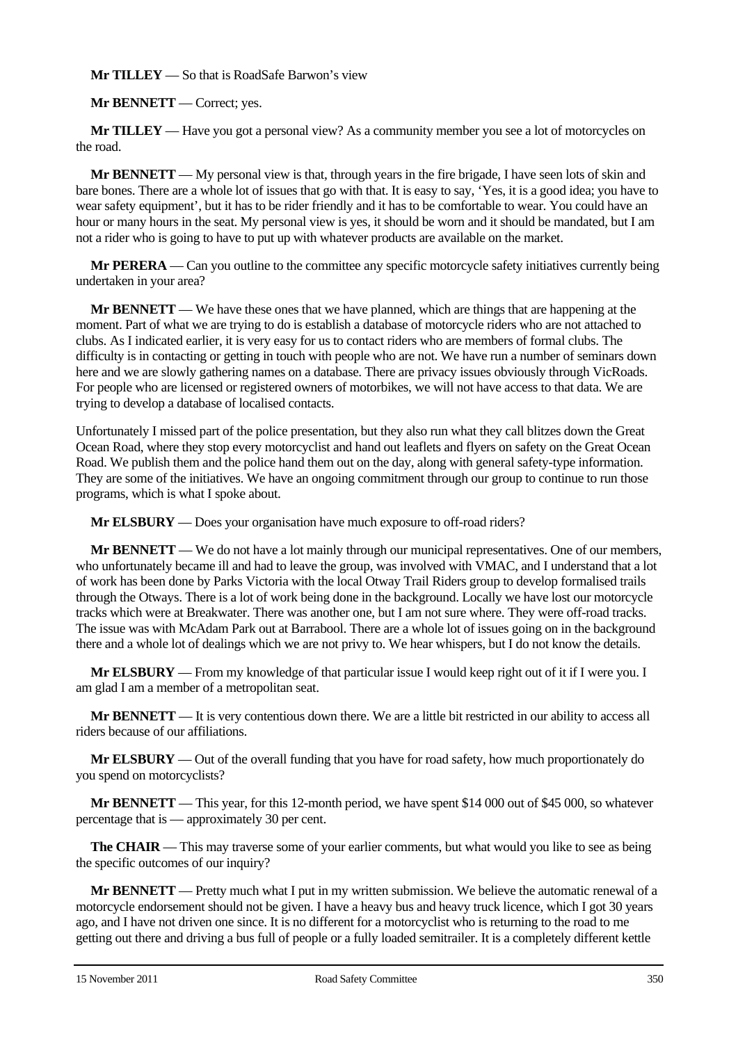**Mr TILLEY** — So that is RoadSafe Barwon's view

**Mr BENNETT** — Correct; yes.

**Mr TILLEY** — Have you got a personal view? As a community member you see a lot of motorcycles on the road.

**Mr BENNETT** — My personal view is that, through years in the fire brigade, I have seen lots of skin and bare bones. There are a whole lot of issues that go with that. It is easy to say, 'Yes, it is a good idea; you have to wear safety equipment', but it has to be rider friendly and it has to be comfortable to wear. You could have an hour or many hours in the seat. My personal view is yes, it should be worn and it should be mandated, but I am not a rider who is going to have to put up with whatever products are available on the market.

**Mr PERERA** — Can you outline to the committee any specific motorcycle safety initiatives currently being undertaken in your area?

**Mr BENNETT** — We have these ones that we have planned, which are things that are happening at the moment. Part of what we are trying to do is establish a database of motorcycle riders who are not attached to clubs. As I indicated earlier, it is very easy for us to contact riders who are members of formal clubs. The difficulty is in contacting or getting in touch with people who are not. We have run a number of seminars down here and we are slowly gathering names on a database. There are privacy issues obviously through VicRoads. For people who are licensed or registered owners of motorbikes, we will not have access to that data. We are trying to develop a database of localised contacts.

Unfortunately I missed part of the police presentation, but they also run what they call blitzes down the Great Ocean Road, where they stop every motorcyclist and hand out leaflets and flyers on safety on the Great Ocean Road. We publish them and the police hand them out on the day, along with general safety-type information. They are some of the initiatives. We have an ongoing commitment through our group to continue to run those programs, which is what I spoke about.

**Mr ELSBURY** — Does your organisation have much exposure to off-road riders?

**Mr BENNETT** — We do not have a lot mainly through our municipal representatives. One of our members, who unfortunately became ill and had to leave the group, was involved with VMAC, and I understand that a lot of work has been done by Parks Victoria with the local Otway Trail Riders group to develop formalised trails through the Otways. There is a lot of work being done in the background. Locally we have lost our motorcycle tracks which were at Breakwater. There was another one, but I am not sure where. They were off-road tracks. The issue was with McAdam Park out at Barrabool. There are a whole lot of issues going on in the background there and a whole lot of dealings which we are not privy to. We hear whispers, but I do not know the details.

**Mr ELSBURY** — From my knowledge of that particular issue I would keep right out of it if I were you. I am glad I am a member of a metropolitan seat.

**Mr BENNETT** — It is very contentious down there. We are a little bit restricted in our ability to access all riders because of our affiliations.

**Mr ELSBURY** — Out of the overall funding that you have for road safety, how much proportionately do you spend on motorcyclists?

**Mr BENNETT** — This year, for this 12-month period, we have spent $14 000 out of $45 000, so whatever percentage that is — approximately 30 per cent.

**The CHAIR** — This may traverse some of your earlier comments, but what would you like to see as being the specific outcomes of our inquiry?

**Mr BENNETT** — Pretty much what I put in my written submission. We believe the automatic renewal of a motorcycle endorsement should not be given. I have a heavy bus and heavy truck licence, which I got 30 years ago, and I have not driven one since. It is no different for a motorcyclist who is returning to the road to me getting out there and driving a bus full of people or a fully loaded semitrailer. It is a completely different kettle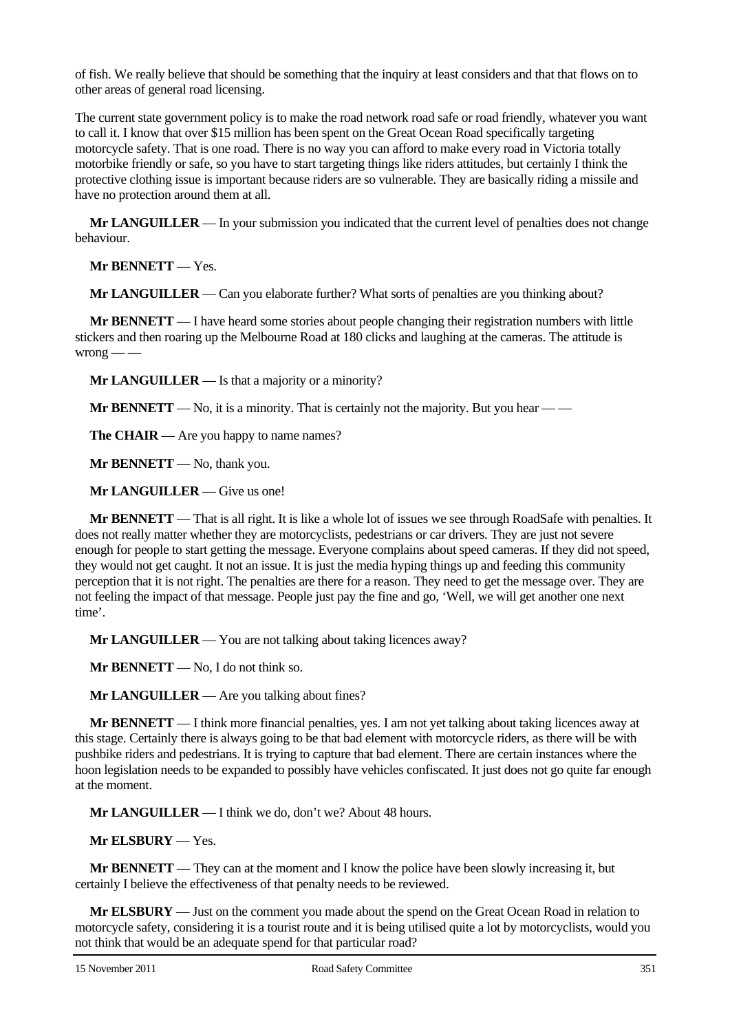of fish. We really believe that should be something that the inquiry at least considers and that that flows on to other areas of general road licensing.

The current state government policy is to make the road network road safe or road friendly, whatever you want to call it. I know that over $15 million has been spent on the Great Ocean Road specifically targeting motorcycle safety. That is one road. There is no way you can afford to make every road in Victoria totally motorbike friendly or safe, so you have to start targeting things like riders attitudes, but certainly I think the protective clothing issue is important because riders are so vulnerable. They are basically riding a missile and have no protection around them at all.

**Mr LANGUILLER** — In your submission you indicated that the current level of penalties does not change behaviour.

**Mr BENNETT** — Yes.

**Mr LANGUILLER** — Can you elaborate further? What sorts of penalties are you thinking about?

**Mr BENNETT** — I have heard some stories about people changing their registration numbers with little stickers and then roaring up the Melbourne Road at 180 clicks and laughing at the cameras. The attitude is wrong — —

**Mr LANGUILLER** — Is that a majority or a minority?

**Mr BENNETT** — No, it is a minority. That is certainly not the majority. But you hear — —

**The CHAIR** — Are you happy to name names?

**Mr BENNETT** — No, thank you.

**Mr LANGUILLER** — Give us one!

**Mr BENNETT** — That is all right. It is like a whole lot of issues we see through RoadSafe with penalties. It does not really matter whether they are motorcyclists, pedestrians or car drivers. They are just not severe enough for people to start getting the message. Everyone complains about speed cameras. If they did not speed, they would not get caught. It not an issue. It is just the media hyping things up and feeding this community perception that it is not right. The penalties are there for a reason. They need to get the message over. They are not feeling the impact of that message. People just pay the fine and go, 'Well, we will get another one next time'.

**Mr LANGUILLER** — You are not talking about taking licences away?

**Mr BENNETT** — No, I do not think so.

**Mr LANGUILLER** — Are you talking about fines?

**Mr BENNETT** — I think more financial penalties, yes. I am not yet talking about taking licences away at this stage. Certainly there is always going to be that bad element with motorcycle riders, as there will be with pushbike riders and pedestrians. It is trying to capture that bad element. There are certain instances where the hoon legislation needs to be expanded to possibly have vehicles confiscated. It just does not go quite far enough at the moment.

**Mr LANGUILLER** — I think we do, don't we? About 48 hours.

**Mr ELSBURY** — Yes.

**Mr BENNETT** — They can at the moment and I know the police have been slowly increasing it, but certainly I believe the effectiveness of that penalty needs to be reviewed.

**Mr ELSBURY** — Just on the comment you made about the spend on the Great Ocean Road in relation to motorcycle safety, considering it is a tourist route and it is being utilised quite a lot by motorcyclists, would you not think that would be an adequate spend for that particular road?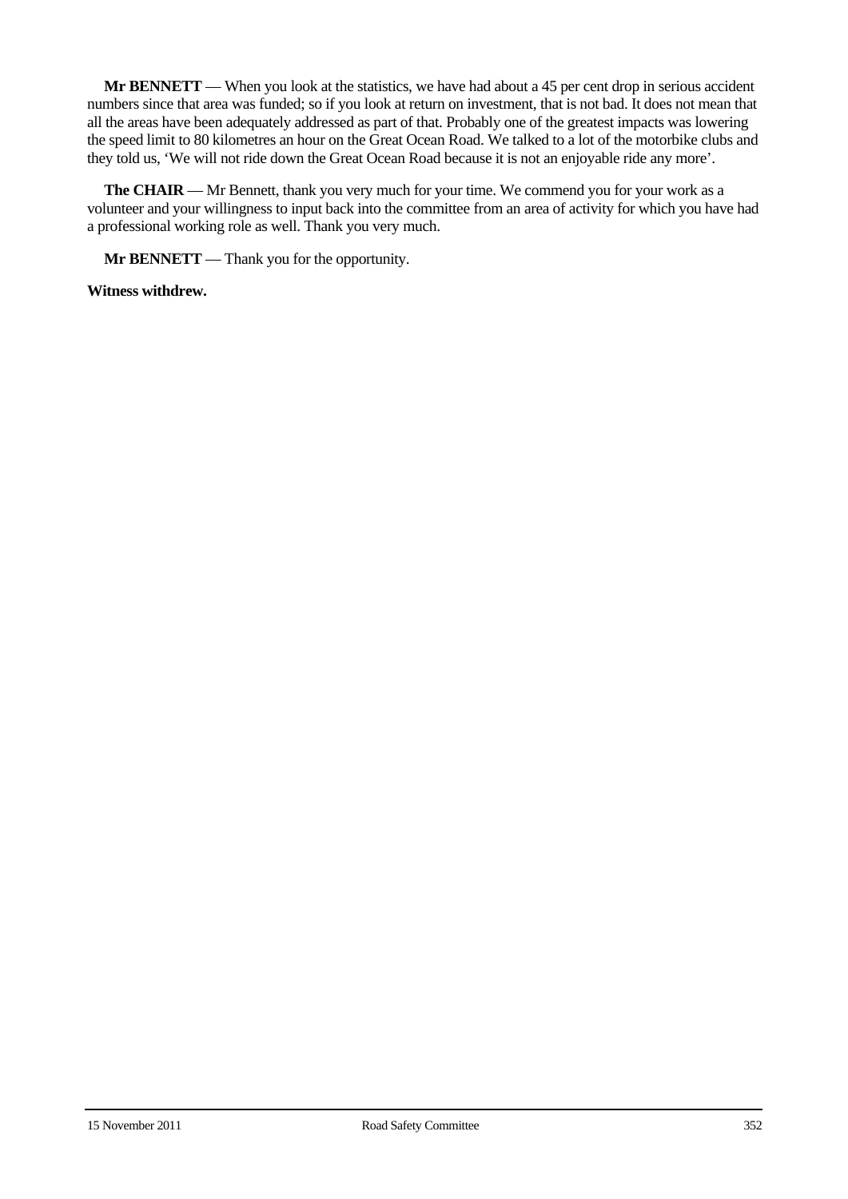**Mr BENNETT** — When you look at the statistics, we have had about a 45 per cent drop in serious accident numbers since that area was funded; so if you look at return on investment, that is not bad. It does not mean that all the areas have been adequately addressed as part of that. Probably one of the greatest impacts was lowering the speed limit to 80 kilometres an hour on the Great Ocean Road. We talked to a lot of the motorbike clubs and they told us, 'We will not ride down the Great Ocean Road because it is not an enjoyable ride any more'.

**The CHAIR** — Mr Bennett, thank you very much for your time. We commend you for your work as a volunteer and your willingness to input back into the committee from an area of activity for which you have had a professional working role as well. Thank you very much.

**Mr BENNETT** — Thank you for the opportunity.

**Witness withdrew.**